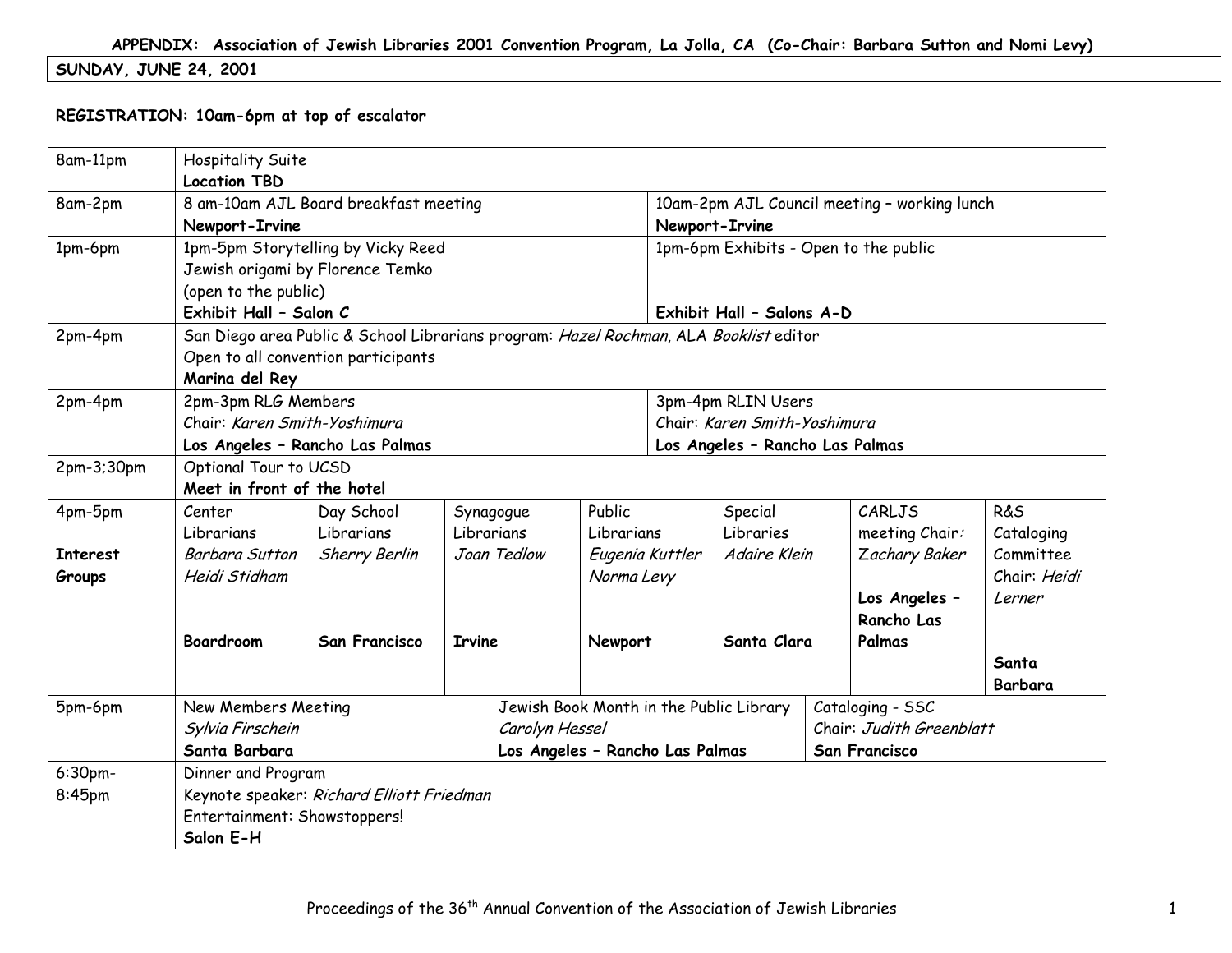**APPENDIX: Association of Jewish Libraries 2001 Convention Program, La Jolla, CA (Co-Chair: Barbara Sutton and Nomi Levy)**

**SUNDAY, JUNE 24, 2001**

**REGISTRATION: 10am-6pm at top of escalator**

| Time | | | | | | | |
|---|---|---|---|---|---|---|---|
| 8am-11pm | Hospitality Suite<br>**Location TBD** | | | | | | |
| 8am-2pm | 8 am-10am AJL Board breakfast meeting<br>**Newport-Irvine** | | | | 10am-2pm AJL Council meeting – working lunch<br>**Newport-Irvine** | | |
| 1pm-6pm | 1pm-5pm Storytelling by Vicky Reed<br>Jewish origami by Florence Temko<br>(open to the public)<br>**Exhibit Hall – Salon C** | | | | 1pm-6pm Exhibits - Open to the public<br>**Exhibit Hall – Salons A-D** | | |
| 2pm-4pm | San Diego area Public & School Librarians program: *Hazel Rochman*, ALA *Booklist* editor<br>Open to all convention participants<br>**Marina del Rey** | | | | | | |
| 2pm-4pm | 2pm-3pm RLG Members<br>Chair: *Karen Smith-Yoshimura*<br>**Los Angeles – Rancho Las Palmas** | | | | 3pm-4pm RLIN Users<br>Chair: *Karen Smith-Yoshimura*<br>**Los Angeles – Rancho Las Palmas** | | |
| 2pm-3;30pm | Optional Tour to UCSD<br>**Meet in front of the hotel** | | | | | | |
| 4pm-5pm<br>**Interest Groups** | Center Librarians<br>*Barbara Sutton*<br>*Heidi Stidham*<br>**Boardroom** | Day School Librarians<br>*Sherry Berlin*<br>**San Francisco** | Synagogue Librarians<br>*Joan Tedlow*<br>**Irvine** | Public Librarians<br>*Eugenia Kuttler*<br>*Norma Levy*<br>**Newport** | Special Libraries<br>*Adaire Klein*<br>**Santa Clara** | CARLJS meeting Chair: *Zachary Baker*<br>**Los Angeles – Rancho Las Palmas** | R&S Cataloging Committee Chair: *Heidi Lerner*<br>**Santa Barbara** |
| 5pm-6pm | New Members Meeting<br>*Sylvia Firschein*<br>**Santa Barbara** | | Jewish Book Month in the Public Library<br>*Carolyn Hessel*<br>**Los Angeles – Rancho Las Palmas** | | | Cataloging - SSC<br>Chair: *Judith Greenblatt*<br>**San Francisco** | |
| 6:30pm-8:45pm | Dinner and Program<br>Keynote speaker: *Richard Elliott Friedman*<br>Entertainment: Showstoppers!<br>**Salon E-H** | | | | | | |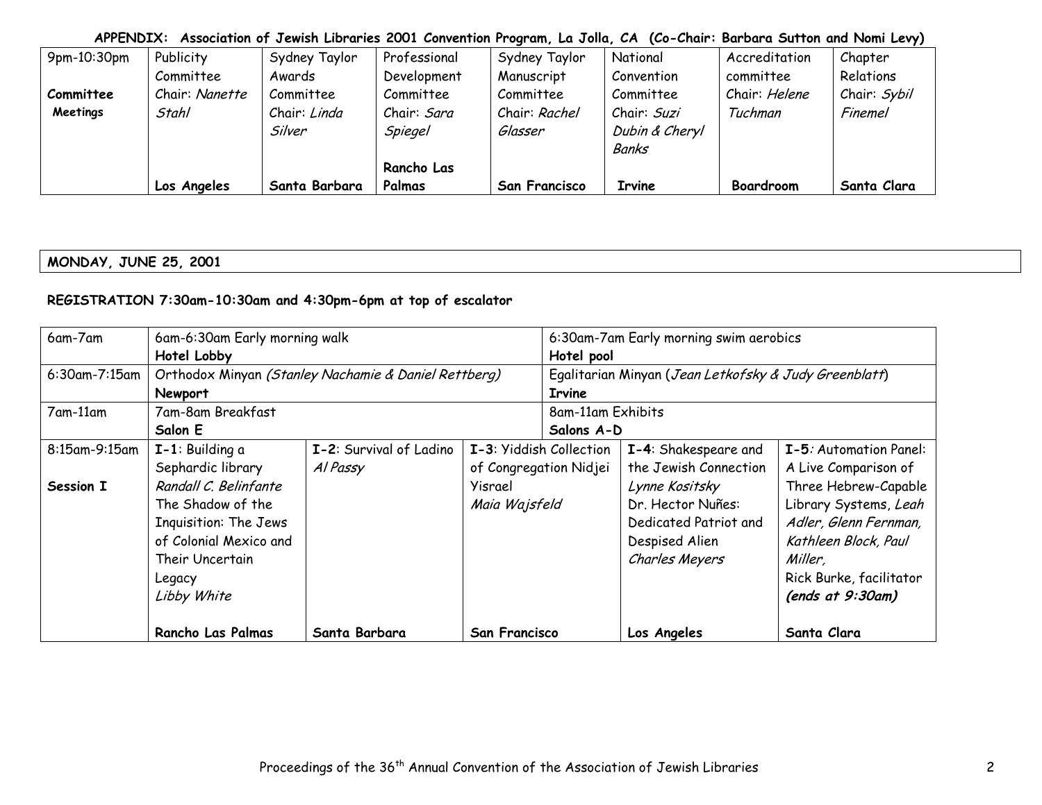**APPENDIX: Association of Jewish Libraries 2001 Convention Program, La Jolla, CA (Co-Chair: Barbara Sutton and Nomi Levy)**

| 9pm-10:30pm **Committee Meetings** | Publicity Committee Chair: *Nanette Stahl* **Los Angeles** | Sydney Taylor Awards Committee Chair: *Linda Silver* **Santa Barbara** | Professional Development Committee Chair: *Sara Spiegel* **Rancho Las Palmas** | Sydney Taylor Manuscript Committee Chair: *Rachel Glasser* **San Francisco** | National Convention Committee Chair: *Suzi Dubin & Cheryl Banks* **Irvine** | Accreditation committee Chair: *Helene Tuchman* **Boardroom** | Chapter Relations Chair: *Sybil Finemel* **Santa Clara** |
|---|---|---|---|---|---|---|---|

**MONDAY, JUNE 25, 2001**

**REGISTRATION 7:30am-10:30am and 4:30pm-6pm at top of escalator**

| | | | | | |
|---|---|---|---|---|---|
| 6am-7am | 6am-6:30am Early morning walk **Hotel Lobby** | | 6:30am-7am Early morning swim aerobics **Hotel pool** | | |
| 6:30am-7:15am | Orthodox Minyan *(Stanley Nachamie & Daniel Rettberg)* **Newport** | | Egalitarian Minyan (*Jean Letkofsky & Judy Greenblatt*) **Irvine** | | |
| 7am-11am | 7am-8am Breakfast **Salon E** | | 8am-11am Exhibits **Salons A-D** | | |
| 8:15am-9:15am **Session I** | **I-1**: Building a Sephardic library *Randall C. Belinfante* The Shadow of the Inquisition: The Jews of Colonial Mexico and Their Uncertain Legacy *Libby White* **Rancho Las Palmas** | **I-2**: Survival of Ladino *Al Passy* **Santa Barbara** | **I-3**: Yiddish Collection of Congregation Nidjei Yisrael *Maia Wajsfeld* **San Francisco** | **I-4**: Shakespeare and the Jewish Connection *Lynne Kositsky* Dr. Hector Nuñes: Dedicated Patriot and Despised Alien *Charles Meyers* **Los Angeles** | **I-5***:* Automation Panel: A Live Comparison of Three Hebrew-Capable Library Systems, *Leah Adler, Glenn Fernman, Kathleen Block, Paul Miller,* Rick Burke, facilitator ***(ends at 9:30am)*** **Santa Clara** |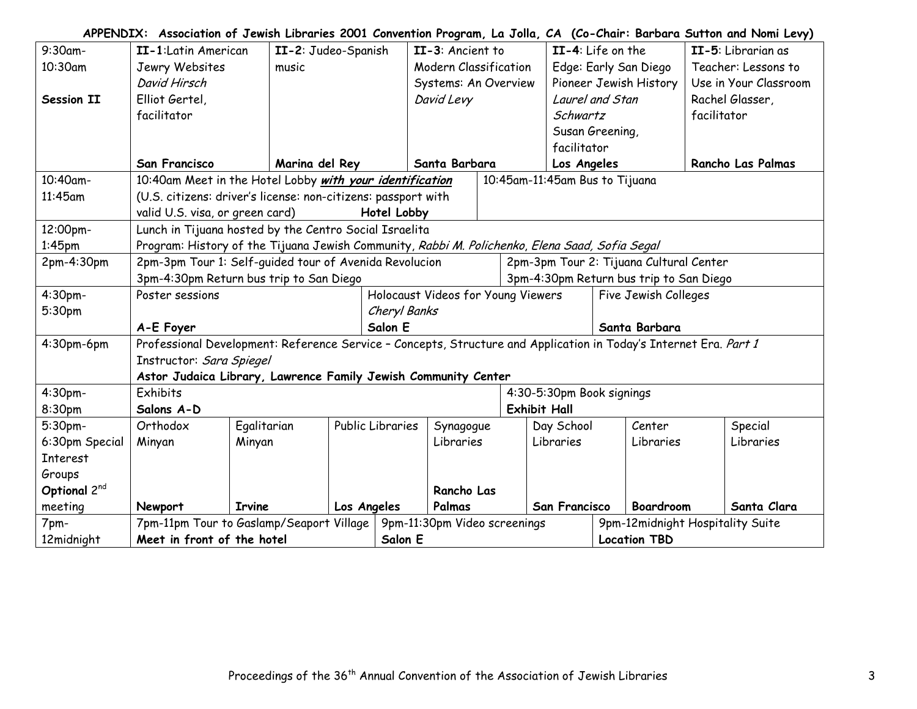**APPENDIX: Association of Jewish Libraries 2001 Convention Program, La Jolla, CA (Co-Chair: Barbara Sutton and Nomi Levy)**

| | | | | | | | |
|---|---|---|---|---|---|---|---|
| 9:30am-10:30am **Session II** | **II-1**:Latin American Jewry Websites *David Hirsch* Elliot Gertel, facilitator **San Francisco** | | **II-2**: Judeo-Spanish music **Marina del Rey** | **II-3**: Ancient to Modern Classification Systems: An Overview *David Levy* **Santa Barbara** | **II-4**: Life on the Edge: Early San Diego Pioneer Jewish History *Laurel and Stan Schwartz* Susan Greening, facilitator **Los Angeles** | | **II-5**: Librarian as Teacher: Lessons to Use in Your Classroom Rachel Glasser, facilitator **Rancho Las Palmas** |
| 10:40am-11:45am | 10:40am Meet in the Hotel Lobby ***with your identification*** (U.S. citizens: driver's license: non-citizens: passport with valid U.S. visa, or green card) **Hotel Lobby** | | | | 10:45am-11:45am Bus to Tijuana | | |
| 12:00pm-1:45pm | Lunch in Tijuana hosted by the Centro Social Israelita Program: History of the Tijuana Jewish Community, *Rabbi M. Polichenko, Elena Saad, Sofia Segal* | | | | | | |
| 2pm-4:30pm | 2pm-3pm Tour 1: Self-guided tour of Avenida Revolucion 3pm-4:30pm Return bus trip to San Diego | | | | 2pm-3pm Tour 2: Tijuana Cultural Center 3pm-4:30pm Return bus trip to San Diego | | |
| 4:30pm-5:30pm | Poster sessions **A-E Foyer** | | | Holocaust Videos for Young Viewers *Cheryl Banks* **Salon E** | | Five Jewish Colleges **Santa Barbara** | |
| 4:30pm-6pm | Professional Development: Reference Service – Concepts, Structure and Application in Today's Internet Era. *Part 1* Instructor: *Sara Spiegel* **Astor Judaica Library, Lawrence Family Jewish Community Center** | | | | | | |
| 4:30pm-8:30pm | Exhibits **Salons A-D** | | | | 4:30-5:30pm Book signings **Exhibit Hall** | | |
| 5:30pm-6:30pm Special Interest Groups **Optional** 2nd meeting | Orthodox Minyan **Newport** | Egalitarian Minyan **Irvine** | Public Libraries **Los Angeles** | Synagogue Libraries **Rancho Las Palmas** | Day School Libraries **San Francisco** | Center Libraries **Boardroom** | Special Libraries **Santa Clara** |
| 7pm-12midnight | 7pm-11pm Tour to Gaslamp/Seaport Village **Meet in front of the hotel** | | | 9pm-11:30pm Video screenings **Salon E** | | 9pm-12midnight Hospitality Suite **Location TBD** | |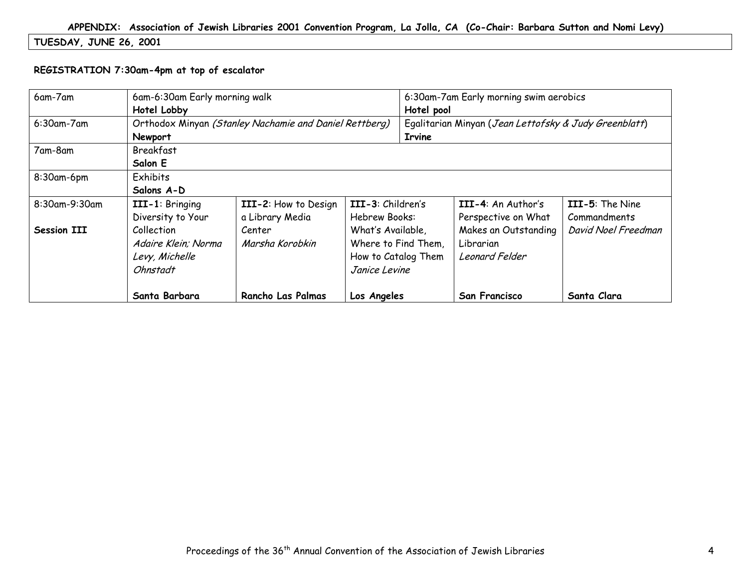**APPENDIX: Association of Jewish Libraries 2001 Convention Program, La Jolla, CA (Co-Chair: Barbara Sutton and Nomi Levy)**

**TUESDAY, JUNE 26, 2001**

**REGISTRATION 7:30am-4pm at top of escalator**

| | | | | | |
|---|---|---|---|---|---|
| 6am-7am | 6am-6:30am Early morning walk<br>**Hotel Lobby** | | 6:30am-7am Early morning swim aerobics<br>**Hotel pool** | | |
| 6:30am-7am | Orthodox Minyan *(Stanley Nachamie and Daniel Rettberg)*<br>**Newport** | | Egalitarian Minyan (*Jean Lettofsky & Judy Greenblatt*)<br>**Irvine** | | |
| 7am-8am | Breakfast<br>**Salon E** | | | | |
| 8:30am-6pm | Exhibits<br>**Salons A-D** | | | | |
| 8:30am-9:30am<br><br>**Session III** | **III-1**: Bringing Diversity to Your Collection<br>*Adaire Klein; Norma Levy, Michelle Ohnstadt*<br><br>**Santa Barbara** | **III-2**: How to Design a Library Media Center<br>*Marsha Korobkin*<br><br>**Rancho Las Palmas** | **III-3**: Children's Hebrew Books: What's Available, Where to Find Them, How to Catalog Them<br>*Janice Levine*<br><br>**Los Angeles** | **III-4**: An Author's Perspective on What Makes an Outstanding Librarian<br>*Leonard Felder*<br><br>**San Francisco** | **III-5**: The Nine Commandments<br>*David Noel Freedman*<br><br>**Santa Clara** |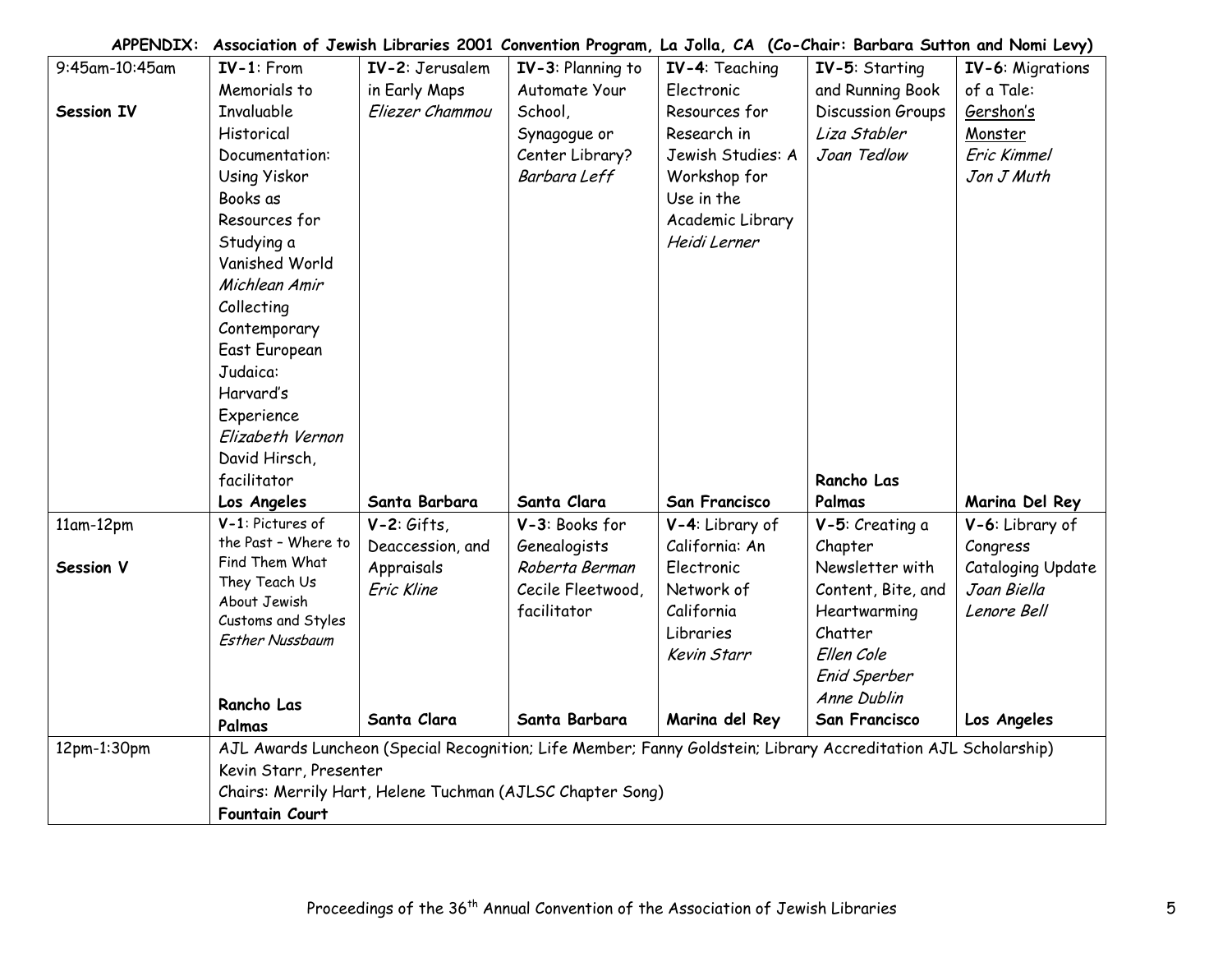**APPENDIX: Association of Jewish Libraries 2001 Convention Program, La Jolla, CA (Co-Chair: Barbara Sutton and Nomi Levy)**

| | | | | | | |
|---|---|---|---|---|---|---|
| 9:45am-10:45am **Session IV** | **IV-1**: From Memorials to Invaluable Historical Documentation: Using Yiskor Books as Resources for Studying a Vanished World *Michlean Amir* Collecting Contemporary East European Judaica: Harvard's Experience *Elizabeth Vernon* David Hirsch, facilitator **Los Angeles** | **IV-2**: Jerusalem in Early Maps *Eliezer Chammou* **Santa Barbara** | **IV-3**: Planning to Automate Your School, Synagogue or Center Library? *Barbara Leff* **Santa Clara** | **IV-4**: Teaching Electronic Resources for Research in Jewish Studies: A Workshop for Use in the Academic Library *Heidi Lerner* **San Francisco** | **IV-5**: Starting and Running Book Discussion Groups *Liza Stabler* *Joan Tedlow* **Rancho Las Palmas** | **IV-6**: Migrations of a Tale: Gershon's Monster *Eric Kimmel* *Jon J Muth* **Marina Del Rey** |
| 11am-12pm **Session V** | **V-1**: Pictures of the Past – Where to Find Them What They Teach Us About Jewish Customs and Styles *Esther Nussbaum* **Rancho Las Palmas** | **V-2**: Gifts, Deaccession, and Appraisals *Eric Kline* **Santa Clara** | **V-3**: Books for Genealogists *Roberta Berman* Cecile Fleetwood, facilitator **Santa Barbara** | **V-4**: Library of California: An Electronic Network of California Libraries *Kevin Starr* **Marina del Rey** | **V-5**: Creating a Chapter Newsletter with Content, Bite, and Heartwarming Chatter *Ellen Cole* *Enid Sperber* *Anne Dublin* **San Francisco** | **V-6**: Library of Congress Cataloging Update *Joan Biella* *Lenore Bell* **Los Angeles** |
| 12pm-1:30pm | AJL Awards Luncheon (Special Recognition; Life Member; Fanny Goldstein; Library Accreditation AJL Scholarship) Kevin Starr, Presenter Chairs: Merrily Hart, Helene Tuchman (AJLSC Chapter Song) **Fountain Court** | | | | | |

Proceedings of the 36th Annual Convention of the Association of Jewish Libraries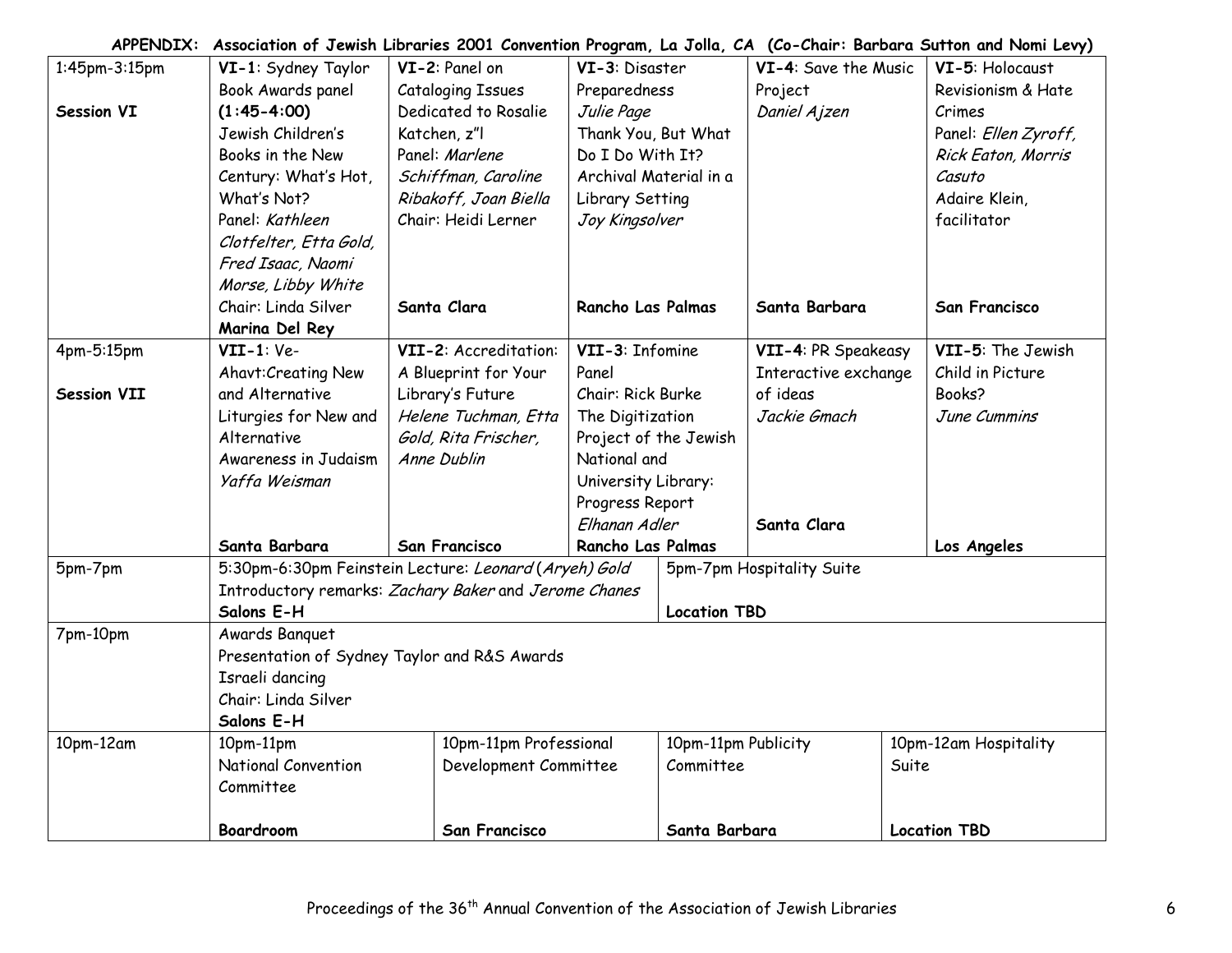**APPENDIX: Association of Jewish Libraries 2001 Convention Program, La Jolla, CA (Co-Chair: Barbara Sutton and Nomi Levy)**

| | | | | | |
|---|---|---|---|---|---|
| 1:45pm-3:15pm<br><br>**Session VI** | **VI-1**: Sydney Taylor Book Awards panel **(1:45-4:00)** Jewish Children's Books in the New Century: What's Hot, What's Not? Panel: *Kathleen Clotfelter, Etta Gold, Fred Isaac, Naomi Morse, Libby White* Chair: Linda Silver<br>**Marina Del Rey** | **VI-2**: Panel on Cataloging Issues Dedicated to Rosalie Katchen, z"l Panel: *Marlene Schiffman, Caroline Ribakoff, Joan Biella* Chair: Heidi Lerner<br>**Santa Clara** | **VI-3**: Disaster Preparedness *Julie Page* Thank You, But What Do I Do With It? Archival Material in a Library Setting *Joy Kingsolver*<br>**Rancho Las Palmas** | **VI-4**: Save the Music Project *Daniel Ajzen*<br>**Santa Barbara** | **VI-5**: Holocaust Revisionism & Hate Crimes Panel: *Ellen Zyroff, Rick Eaton, Morris Casuto* Adaire Klein, facilitator<br>**San Francisco** |
| 4pm-5:15pm<br><br>**Session VII** | **VII-1**: Ve-Ahavt:Creating New and Alternative Liturgies for New and Alternative Awareness in Judaism *Yaffa Weisman*<br>**Santa Barbara** | **VII-2**: Accreditation: A Blueprint for Your Library's Future *Helene Tuchman, Etta Gold, Rita Frischer, Anne Dublin*<br>**San Francisco** | **VII-3**: Infomine Panel Chair: Rick Burke The Digitization Project of the Jewish National and University Library: Progress Report *Elhanan Adler*<br>**Rancho Las Palmas** | **VII-4**: PR Speakeasy Interactive exchange of ideas *Jackie Gmach*<br>**Santa Clara** | **VII-5**: The Jewish Child in Picture Books? *June Cummins*<br>**Los Angeles** |
| 5pm-7pm | 5:30pm-6:30pm Feinstein Lecture: *Leonard (Aryeh) Gold* Introductory remarks: *Zachary Baker* and *Jerome Chanes*<br>**Salons E-H** | | | 5pm-7pm Hospitality Suite<br>**Location TBD** | |
| 7pm-10pm | Awards Banquet<br>Presentation of Sydney Taylor and R&S Awards<br>Israeli dancing<br>Chair: Linda Silver<br>**Salons E-H** | | | | |
| 10pm-12am | 10pm-11pm National Convention Committee<br>**Boardroom** | 10pm-11pm Professional Development Committee<br>**San Francisco** | 10pm-11pm Publicity Committee<br>**Santa Barbara** | 10pm-12am Hospitality Suite<br>**Location TBD** | |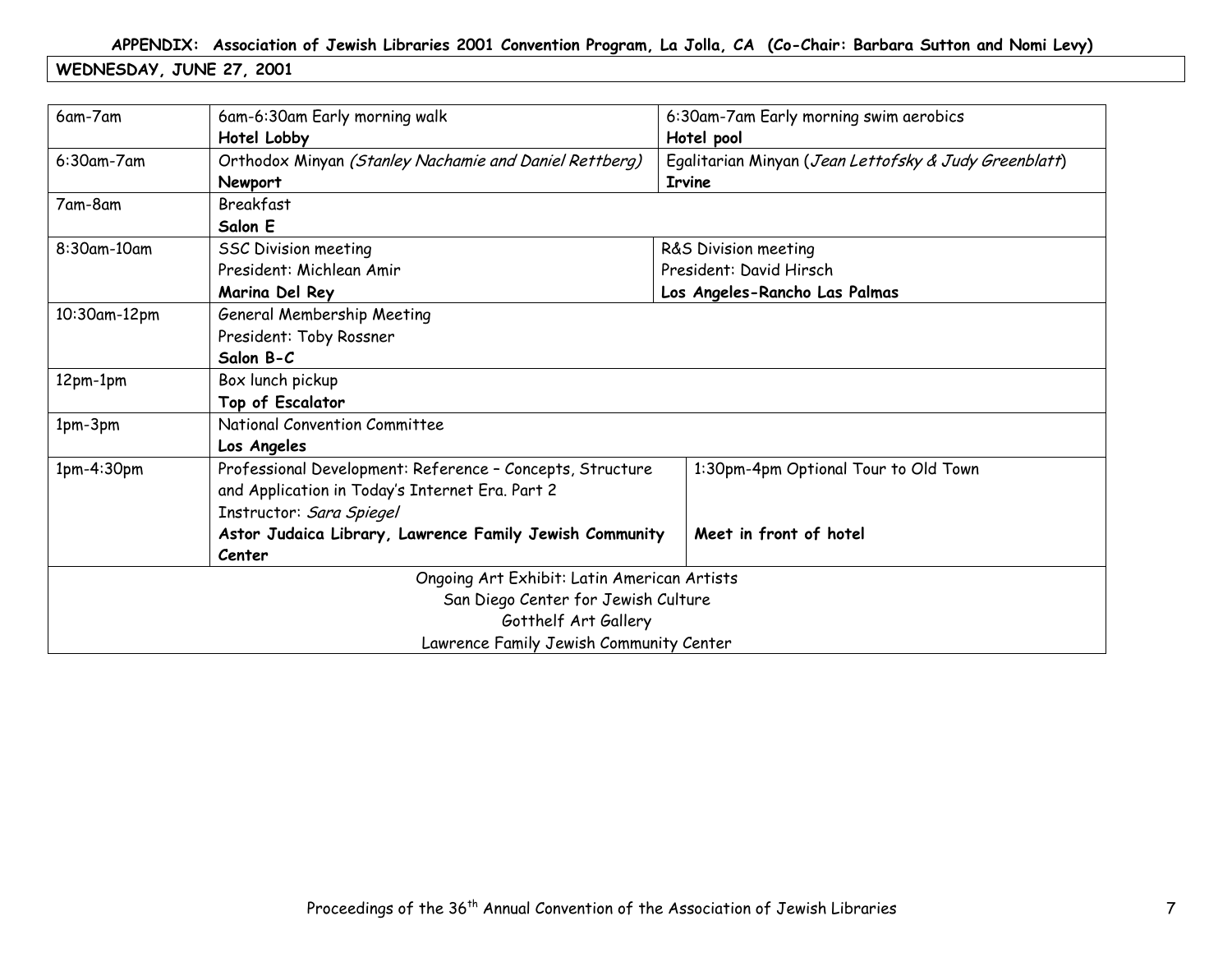**APPENDIX: Association of Jewish Libraries 2001 Convention Program, La Jolla, CA (Co-Chair: Barbara Sutton and Nomi Levy)**

**WEDNESDAY, JUNE 27, 2001**

| | | |
|---|---|---|
| 6am-7am | 6am-6:30am Early morning walk<br>**Hotel Lobby** | 6:30am-7am Early morning swim aerobics<br>**Hotel pool** |
| 6:30am-7am | Orthodox Minyan *(Stanley Nachamie and Daniel Rettberg)*<br>**Newport** | Egalitarian Minyan (*Jean Lettofsky & Judy Greenblatt*)<br>**Irvine** |
| 7am-8am | Breakfast<br>**Salon E** | |
| 8:30am-10am | SSC Division meeting<br>President: Michlean Amir<br>**Marina Del Rey** | R&S Division meeting<br>President: David Hirsch<br>**Los Angeles-Rancho Las Palmas** |
| 10:30am-12pm | General Membership Meeting<br>President: Toby Rossner<br>**Salon B-C** | |
| 12pm-1pm | Box lunch pickup<br>**Top of Escalator** | |
| 1pm-3pm | National Convention Committee<br>**Los Angeles** | |
| 1pm-4:30pm | Professional Development: Reference – Concepts, Structure and Application in Today's Internet Era. Part 2<br>Instructor: *Sara Spiegel*<br>**Astor Judaica Library, Lawrence Family Jewish Community Center** | 1:30pm-4pm Optional Tour to Old Town<br>**Meet in front of hotel** |
| Ongoing Art Exhibit: Latin American Artists<br>San Diego Center for Jewish Culture<br>Gotthelf Art Gallery<br>Lawrence Family Jewish Community Center | | |